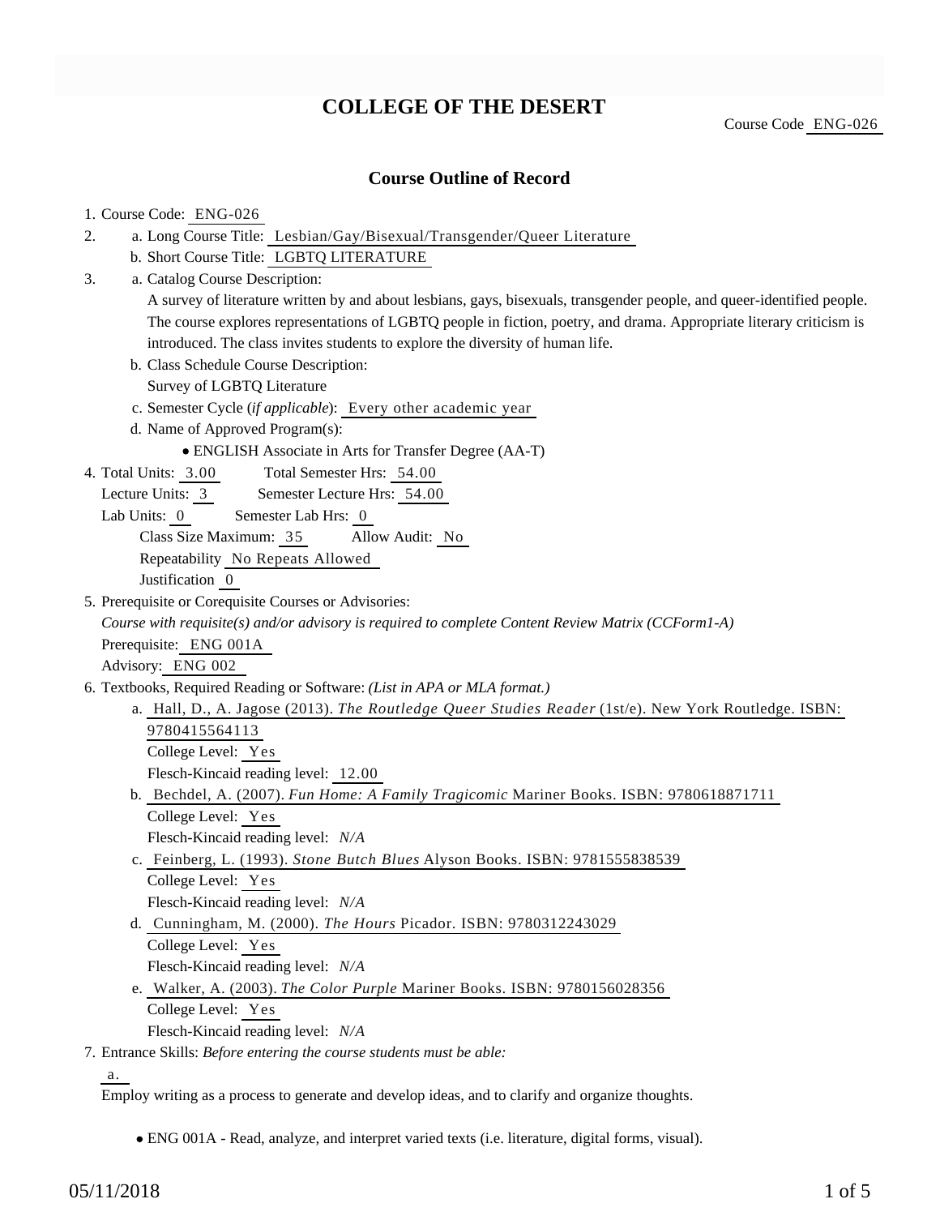# COLLEGE OF THE DESERT

Course Code ENG-026

## Course Outline of Record

1. Course Code: ENG-026
2. a. Long Course Title: Lesbian/Gay/Bisexual/Transgender/Queer Literature
   b. Short Course Title: LGBTQ LITERATURE
3. a. Catalog Course Description:
   A survey of literature written by and about lesbians, gays, bisexuals, transgender people, and queer-identified people. The course explores representations of LGBTQ people in fiction, poetry, and drama. Appropriate literary criticism is introduced. The class invites students to explore the diversity of human life.
   b. Class Schedule Course Description:
   Survey of LGBTQ Literature
   c. Semester Cycle (*if applicable*): Every other academic year
   d. Name of Approved Program(s):
      - ENGLISH Associate in Arts for Transfer Degree (AA-T)
4. Total Units: 3.00 Total Semester Hrs: 54.00
   Lecture Units: 3 Semester Lecture Hrs: 54.00
   Lab Units: 0 Semester Lab Hrs: 0
   Class Size Maximum: 35 Allow Audit: No
   Repeatability No Repeats Allowed
   Justification 0
5. Prerequisite or Corequisite Courses or Advisories:
   *Course with requisite(s) and/or advisory is required to complete Content Review Matrix (CCForm1-A)*
   Prerequisite: ENG 001A
   Advisory: ENG 002
6. Textbooks, Required Reading or Software: *(List in APA or MLA format.)*
   a. Hall, D., A. Jagose (2013). *The Routledge Queer Studies Reader* (1st/e). New York Routledge. ISBN: 9780415564113
      College Level: Yes
      Flesch-Kincaid reading level: 12.00
   b. Bechdel, A. (2007). *Fun Home: A Family Tragicomic* Mariner Books. ISBN: 9780618871711
      College Level: Yes
      Flesch-Kincaid reading level: *N/A*
   c. Feinberg, L. (1993). *Stone Butch Blues* Alyson Books. ISBN: 9781555838539
      College Level: Yes
      Flesch-Kincaid reading level: *N/A*
   d. Cunningham, M. (2000). *The Hours* Picador. ISBN: 9780312243029
      College Level: Yes
      Flesch-Kincaid reading level: *N/A*
   e. Walker, A. (2003). *The Color Purple* Mariner Books. ISBN: 9780156028356
      College Level: Yes
      Flesch-Kincaid reading level: *N/A*
7. Entrance Skills: *Before entering the course students must be able:*
   a.
   Employ writing as a process to generate and develop ideas, and to clarify and organize thoughts.
   - ENG 001A - Read, analyze, and interpret varied texts (i.e. literature, digital forms, visual).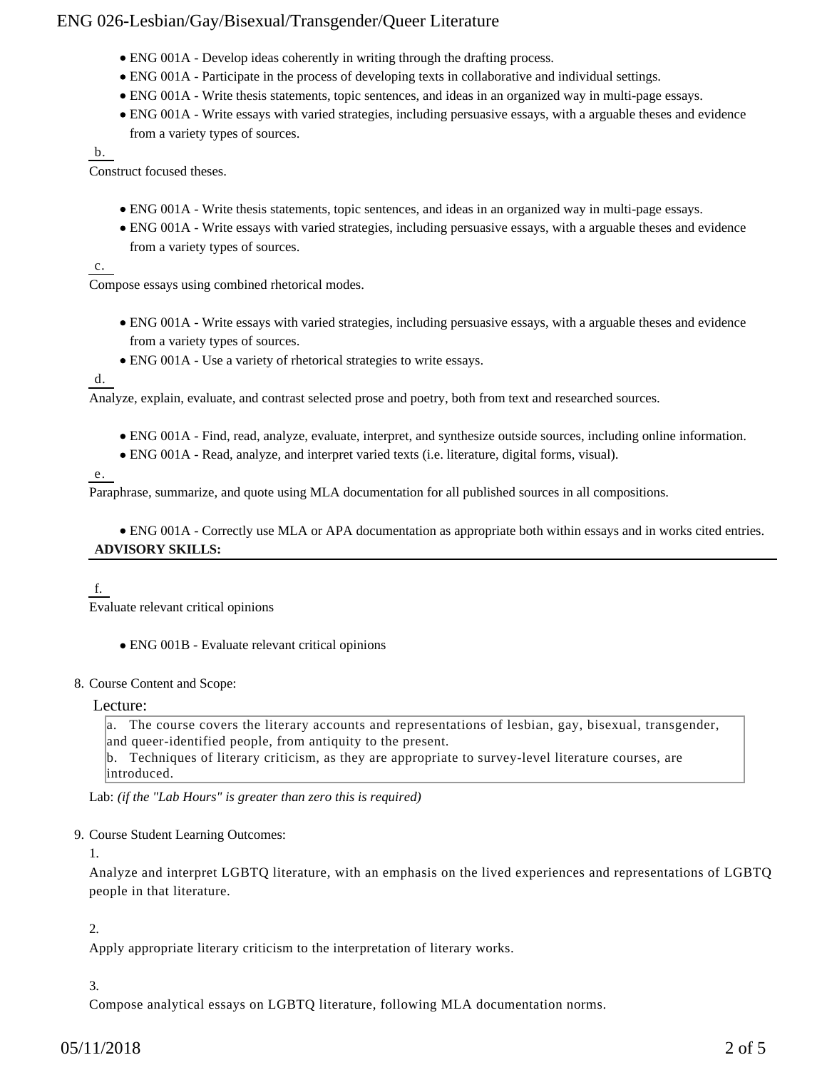- ENG 001A - Develop ideas coherently in writing through the drafting process.
- ENG 001A - Participate in the process of developing texts in collaborative and individual settings.
- ENG 001A - Write thesis statements, topic sentences, and ideas in an organized way in multi-page essays.
- ENG 001A - Write essays with varied strategies, including persuasive essays, with a arguable theses and evidence from a variety types of sources.

b.

Construct focused theses.

- ENG 001A - Write thesis statements, topic sentences, and ideas in an organized way in multi-page essays.
- ENG 001A - Write essays with varied strategies, including persuasive essays, with a arguable theses and evidence from a variety types of sources.

c.

Compose essays using combined rhetorical modes.

- ENG 001A - Write essays with varied strategies, including persuasive essays, with a arguable theses and evidence from a variety types of sources.
- ENG 001A - Use a variety of rhetorical strategies to write essays.

d.

Analyze, explain, evaluate, and contrast selected prose and poetry, both from text and researched sources.

- ENG 001A - Find, read, analyze, evaluate, interpret, and synthesize outside sources, including online information.
- ENG 001A - Read, analyze, and interpret varied texts (i.e. literature, digital forms, visual).

e.

Paraphrase, summarize, and quote using MLA documentation for all published sources in all compositions.

- ENG 001A - Correctly use MLA or APA documentation as appropriate both within essays and in works cited entries.

**ADVISORY SKILLS:**

f.

Evaluate relevant critical opinions

- ENG 001B - Evaluate relevant critical opinions

8. Course Content and Scope:

Lecture:

a. The course covers the literary accounts and representations of lesbian, gay, bisexual, transgender, and queer-identified people, from antiquity to the present.
b. Techniques of literary criticism, as they are appropriate to survey-level literature courses, are introduced.

Lab: *(if the "Lab Hours" is greater than zero this is required)*

9. Course Student Learning Outcomes:

1.

Analyze and interpret LGBTQ literature, with an emphasis on the lived experiences and representations of LGBTQ people in that literature.

2.

Apply appropriate literary criticism to the interpretation of literary works.

3.

Compose analytical essays on LGBTQ literature, following MLA documentation norms.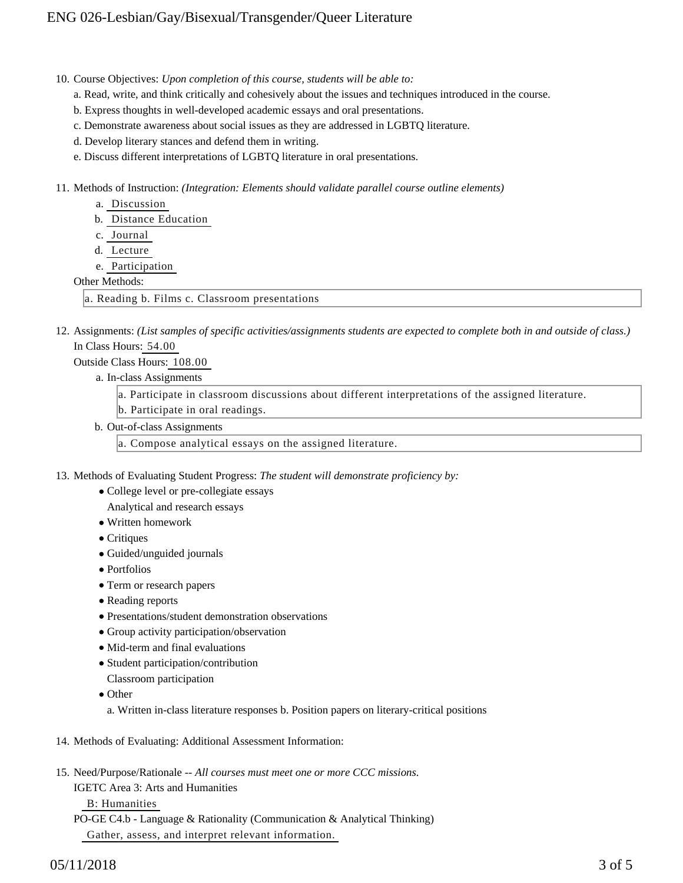10. Course Objectives: *Upon completion of this course, students will be able to:*

    a. Read, write, and think critically and cohesively about the issues and techniques introduced in the course.

    b. Express thoughts in well-developed academic essays and oral presentations.

    c. Demonstrate awareness about social issues as they are addressed in LGBTQ literature.

    d. Develop literary stances and defend them in writing.

    e. Discuss different interpretations of LGBTQ literature in oral presentations.

11. Methods of Instruction: *(Integration: Elements should validate parallel course outline elements)*

    a. Discussion
    b. Distance Education
    c. Journal
    d. Lecture
    e. Participation

    Other Methods:

    a. Reading b. Films c. Classroom presentations

12. Assignments: *(List samples of specific activities/assignments students are expected to complete both in and outside of class.)*

    In Class Hours: 54.00

    Outside Class Hours: 108.00

    a. In-class Assignments

        a. Participate in classroom discussions about different interpretations of the assigned literature.
        b. Participate in oral readings.

    b. Out-of-class Assignments

        a. Compose analytical essays on the assigned literature.

13. Methods of Evaluating Student Progress: *The student will demonstrate proficiency by:*

    - College level or pre-collegiate essays
      Analytical and research essays
    - Written homework
    - Critiques
    - Guided/unguided journals
    - Portfolios
    - Term or research papers
    - Reading reports
    - Presentations/student demonstration observations
    - Group activity participation/observation
    - Mid-term and final evaluations
    - Student participation/contribution
      Classroom participation
    - Other
      a. Written in-class literature responses b. Position papers on literary-critical positions

14. Methods of Evaluating: Additional Assessment Information:

15. Need/Purpose/Rationale -- *All courses must meet one or more CCC missions.*

    IGETC Area 3: Arts and Humanities

    B: Humanities

    PO-GE C4.b - Language & Rationality (Communication & Analytical Thinking)

    Gather, assess, and interpret relevant information.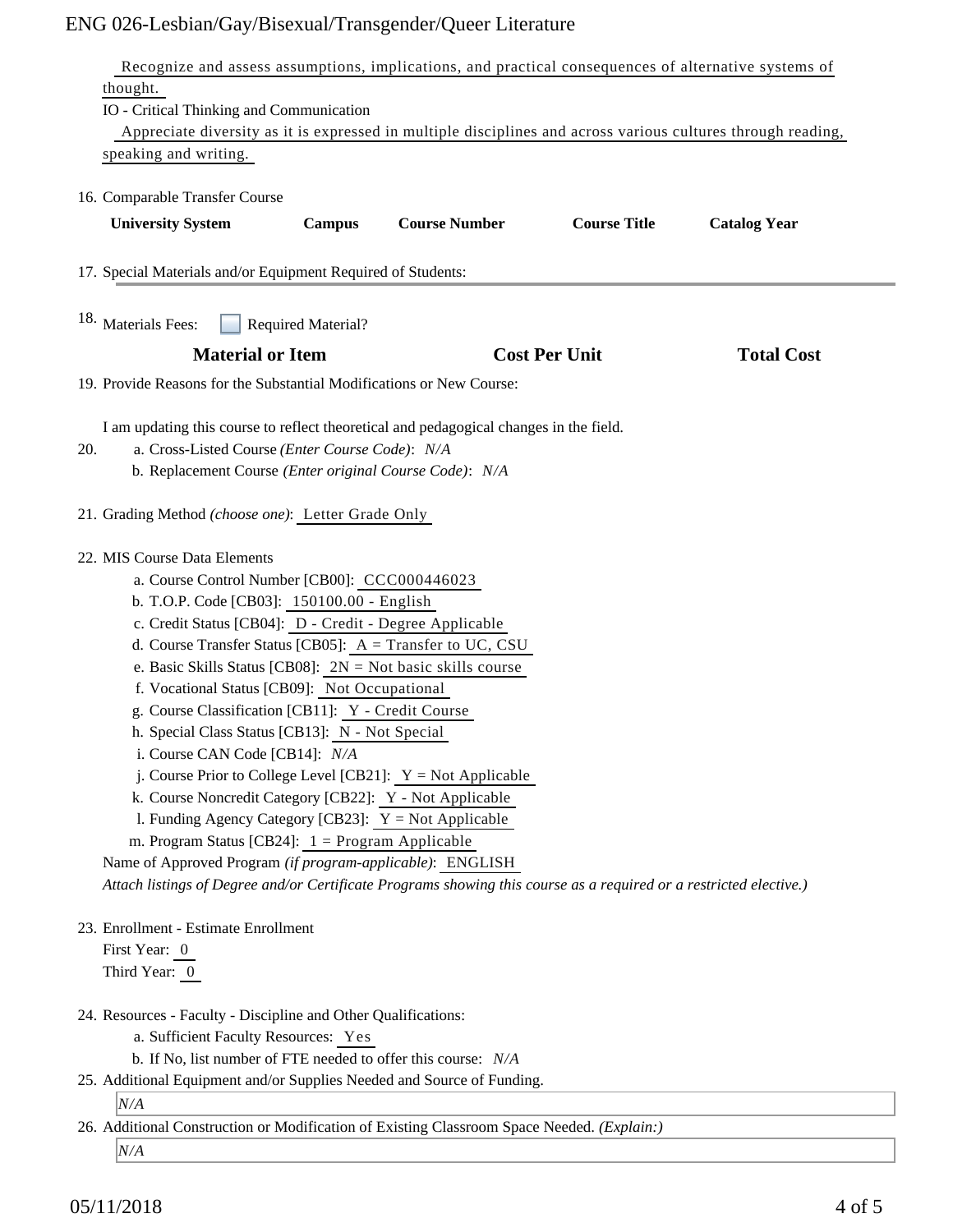Recognize and assess assumptions, implications, and practical consequences of alternative systems of thought.

IO - Critical Thinking and Communication

Appreciate diversity as it is expressed in multiple disciplines and across various cultures through reading, speaking and writing.

16. Comparable Transfer Course

| University System | Campus | Course Number | Course Title | Catalog Year |
|---|---|---|---|---|

17. Special Materials and/or Equipment Required of Students:

18. Materials Fees: ☐ Required Material?

| Material or Item | Cost Per Unit | Total Cost |
|---|---|---|

19. Provide Reasons for the Substantial Modifications or New Course:

I am updating this course to reflect theoretical and pedagogical changes in the field.

20. a. Cross-Listed Course *(Enter Course Code)*: *N/A*
    b. Replacement Course *(Enter original Course Code)*: *N/A*

21. Grading Method *(choose one)*: Letter Grade Only

22. MIS Course Data Elements
    a. Course Control Number [CB00]: CCC000446023
    b. T.O.P. Code [CB03]: 150100.00 - English
    c. Credit Status [CB04]: D - Credit - Degree Applicable
    d. Course Transfer Status [CB05]: A = Transfer to UC, CSU
    e. Basic Skills Status [CB08]: 2N = Not basic skills course
    f. Vocational Status [CB09]: Not Occupational
    g. Course Classification [CB11]: Y - Credit Course
    h. Special Class Status [CB13]: N - Not Special
    i. Course CAN Code [CB14]: *N/A*
    j. Course Prior to College Level [CB21]: Y = Not Applicable
    k. Course Noncredit Category [CB22]: Y - Not Applicable
    l. Funding Agency Category [CB23]: Y = Not Applicable
    m. Program Status [CB24]: 1 = Program Applicable

    Name of Approved Program *(if program-applicable)*: ENGLISH

    *Attach listings of Degree and/or Certificate Programs showing this course as a required or a restricted elective.)*

23. Enrollment - Estimate Enrollment
    First Year: 0
    Third Year: 0

24. Resources - Faculty - Discipline and Other Qualifications:
    a. Sufficient Faculty Resources: Yes
    b. If No, list number of FTE needed to offer this course: *N/A*

25. Additional Equipment and/or Supplies Needed and Source of Funding.

    *N/A*

26. Additional Construction or Modification of Existing Classroom Space Needed. *(Explain:)*

    *N/A*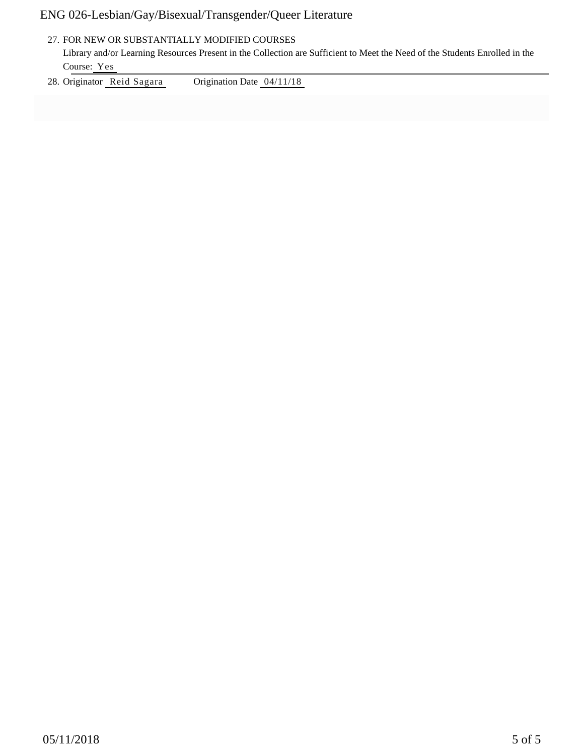27. FOR NEW OR SUBSTANTIALLY MODIFIED COURSES
    Library and/or Learning Resources Present in the Collection are Sufficient to Meet the Need of the Students Enrolled in the Course: Yes

28. Originator Reid Sagara    Origination Date 04/11/18